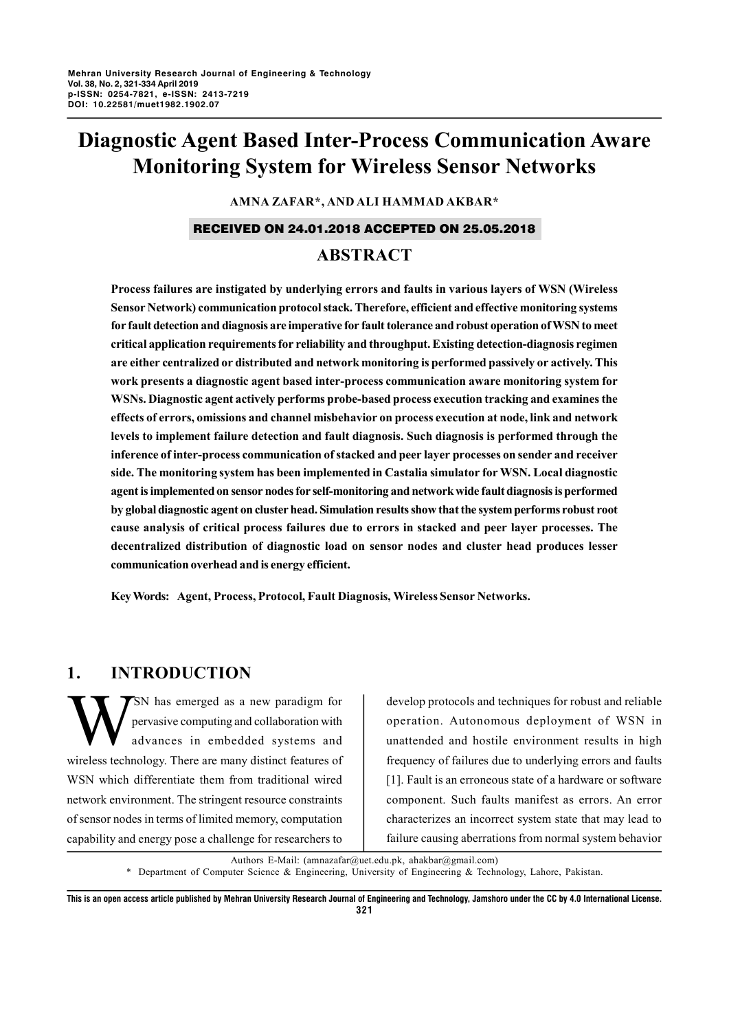# Diagnostic Agent Based Inter-Process Communication Aware Monitoring System for Wireless Sensor Networks

**AMNA ZAFAR\*, AND ALI HAMMAD AKBAR\***

**RECEIVED ON 24.01.2018 ACCEPTED ON 25.05.2018**

## ABSTRACT

**Process failures are instigated by underlying errors and faults in various layers of WSN (Wireless Sensor Network) communication protocol stack. Therefore, efficient and effective monitoring systems for fault detection and diagnosis are imperative for fault tolerance and robust operation of WSN to meet critical application requirements for reliability and throughput. Existing detection-diagnosis regimen are either centralized or distributed and network monitoring is performed passively or actively. This work presents a diagnostic agent based inter-process communication aware monitoring system for WSNs. Diagnostic agent actively performs probe-based process execution tracking and examines the effects of errors, omissions and channel misbehavior on process execution at node, link and network levels to implement failure detection and fault diagnosis. Such diagnosis is performed through the inference of inter-process communication of stacked and peer layer processes on sender and receiver side. The monitoring system has been implemented in Castalia simulator for WSN. Local diagnostic agent is implemented on sensor nodes for self-monitoring and network wide fault diagnosis is performed by global diagnostic agent on cluster head. Simulation results show that the system performs robust root cause analysis of critical process failures due to errors in stacked and peer layer processes. The decentralized distribution of diagnostic load on sensor nodes and cluster head produces lesser communication overhead and is energy efficient.**

**Key Words: Agent, Process, Protocol, Fault Diagnosis, Wireless Sensor Networks.**

## 1. INTRODUCTION

WSN has emerged as a new paradigm for pervasive computing and collaboration with advances in embedded systems and wireless technology. There are many distinct features of WSN which differentiate them from traditional wired network environment. The stringent resource constraints of sensor nodes in terms of limited memory, computation capability and energy pose a challenge for researchers to develop protocols and techniques for robust and reliable operation. Autonomous deployment of WSN in unattended and hostile environment results in high frequency of failures due to underlying errors and faults [1]. Fault is an erroneous state of a hardware or software component. Such faults manifest as errors. An error characterizes an incorrect system state that may lead to failure causing aberrations from normal system behavior

Authors E-Mail: (amnazafar@uet.edu.pk, ahakbar@gmail.com)

\* Department of Computer Science & Engineering, University of Engineering & Technology, Lahore, Pakistan.

**This is an open access article published by Mehran University Research Journal of Engineering and Technology, Jamshoro under the CC by 4.0 International License.**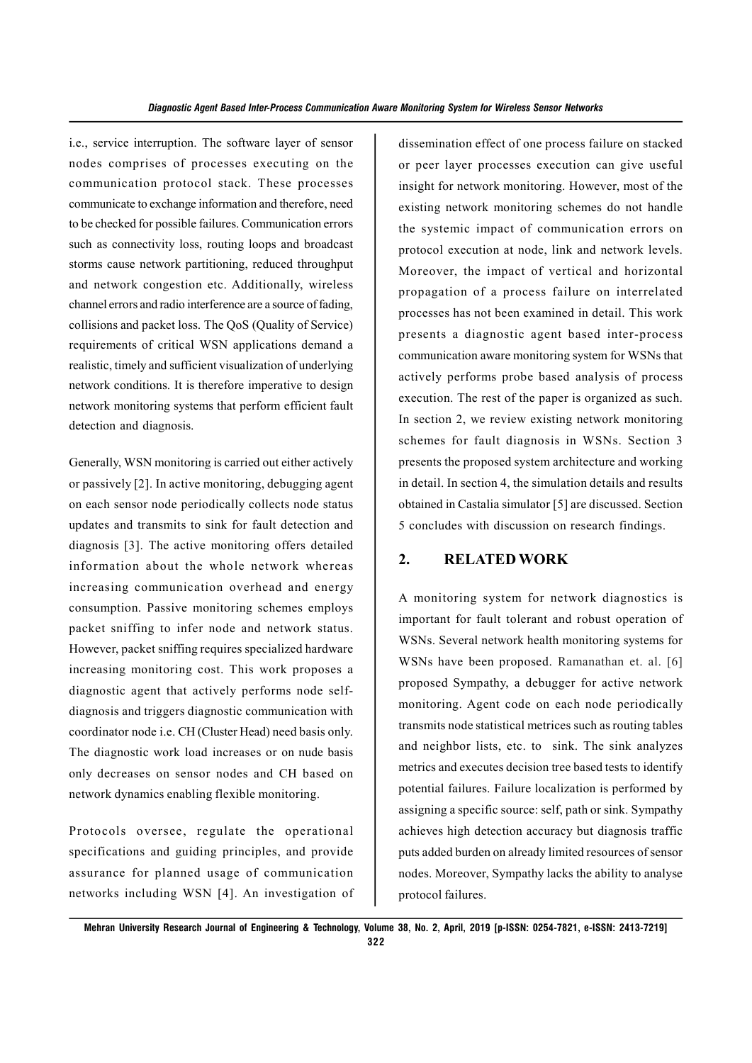i.e., service interruption. The software layer of sensor nodes comprises of processes executing on the communication protocol stack. These processes communicate to exchange information and therefore, need to be checked for possible failures. Communication errors such as connectivity loss, routing loops and broadcast storms cause network partitioning, reduced throughput and network congestion etc. Additionally, wireless channel errors and radio interference are a source of fading, collisions and packet loss. The QoS (Quality of Service) requirements of critical WSN applications demand a realistic, timely and sufficient visualization of underlying network conditions. It is therefore imperative to design network monitoring systems that perform efficient fault detection and diagnosis.

Generally, WSN monitoring is carried out either actively or passively [2]. In active monitoring, debugging agent on each sensor node periodically collects node status updates and transmits to sink for fault detection and diagnosis [3]. The active monitoring offers detailed information about the whole network whereas increasing communication overhead and energy consumption. Passive monitoring schemes employs packet sniffing to infer node and network status. However, packet sniffing requires specialized hardware increasing monitoring cost. This work proposes a diagnostic agent that actively performs node self-diagnosis and triggers diagnostic communication with coordinator node i.e. CH (Cluster Head) need basis only. The diagnostic work load increases or on nude basis only decreases on sensor nodes and CH based on network dynamics enabling flexible monitoring.

Protocols oversee, regulate the operational specifications and guiding principles, and provide assurance for planned usage of communication networks including WSN [4]. An investigation of dissemination effect of one process failure on stacked or peer layer processes execution can give useful insight for network monitoring. However, most of the existing network monitoring schemes do not handle the systemic impact of communication errors on protocol execution at node, link and network levels. Moreover, the impact of vertical and horizontal propagation of a process failure on interrelated processes has not been examined in detail. This work presents a diagnostic agent based inter-process communication aware monitoring system for WSNs that actively performs probe based analysis of process execution. The rest of the paper is organized as such. In section 2, we review existing network monitoring schemes for fault diagnosis in WSNs. Section 3 presents the proposed system architecture and working in detail. In section 4, the simulation details and results obtained in Castalia simulator [5] are discussed. Section 5 concludes with discussion on research findings.

## 2. RELATED WORK

A monitoring system for network diagnostics is important for fault tolerant and robust operation of WSNs. Several network health monitoring systems for WSNs have been proposed. Ramanathan et. al. [6] proposed Sympathy, a debugger for active network monitoring. Agent code on each node periodically transmits node statistical metrices such as routing tables and neighbor lists, etc. to sink. The sink analyzes metrics and executes decision tree based tests to identify potential failures. Failure localization is performed by assigning a specific source: self, path or sink. Sympathy achieves high detection accuracy but diagnosis traffic puts added burden on already limited resources of sensor nodes. Moreover, Sympathy lacks the ability to analyse protocol failures.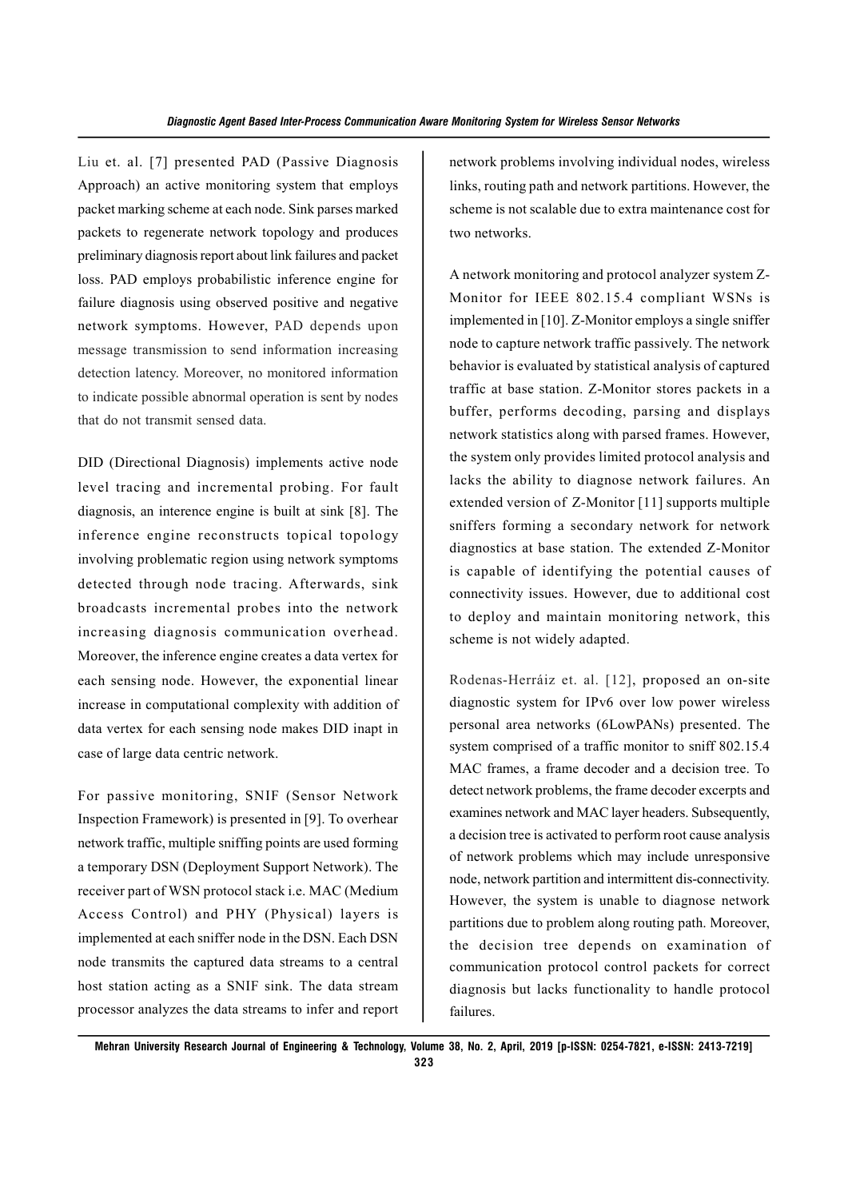Liu et. al. [7] presented PAD (Passive Diagnosis Approach) an active monitoring system that employs packet marking scheme at each node. Sink parses marked packets to regenerate network topology and produces preliminary diagnosis report about link failures and packet loss. PAD employs probabilistic inference engine for failure diagnosis using observed positive and negative network symptoms. However, PAD depends upon message transmission to send information increasing detection latency. Moreover, no monitored information to indicate possible abnormal operation is sent by nodes that do not transmit sensed data.

DID (Directional Diagnosis) implements active node level tracing and incremental probing. For fault diagnosis, an interence engine is built at sink [8]. The inference engine reconstructs topical topology involving problematic region using network symptoms detected through node tracing. Afterwards, sink broadcasts incremental probes into the network increasing diagnosis communication overhead. Moreover, the inference engine creates a data vertex for each sensing node. However, the exponential linear increase in computational complexity with addition of data vertex for each sensing node makes DID inapt in case of large data centric network.

For passive monitoring, SNIF (Sensor Network Inspection Framework) is presented in [9]. To overhear network traffic, multiple sniffing points are used forming a temporary DSN (Deployment Support Network). The receiver part of WSN protocol stack i.e. MAC (Medium Access Control) and PHY (Physical) layers is implemented at each sniffer node in the DSN. Each DSN node transmits the captured data streams to a central host station acting as a SNIF sink. The data stream processor analyzes the data streams to infer and report network problems involving individual nodes, wireless links, routing path and network partitions. However, the scheme is not scalable due to extra maintenance cost for two networks.

A network monitoring and protocol analyzer system Z-Monitor for IEEE 802.15.4 compliant WSNs is implemented in [10]. Z-Monitor employs a single sniffer node to capture network traffic passively. The network behavior is evaluated by statistical analysis of captured traffic at base station. Z-Monitor stores packets in a buffer, performs decoding, parsing and displays network statistics along with parsed frames. However, the system only provides limited protocol analysis and lacks the ability to diagnose network failures. An extended version of Z-Monitor [11] supports multiple sniffers forming a secondary network for network diagnostics at base station. The extended Z-Monitor is capable of identifying the potential causes of connectivity issues. However, due to additional cost to deploy and maintain monitoring network, this scheme is not widely adapted.

Rodenas-Herráiz et. al. [12], proposed an on-site diagnostic system for IPv6 over low power wireless personal area networks (6LowPANs) presented. The system comprised of a traffic monitor to sniff 802.15.4 MAC frames, a frame decoder and a decision tree. To detect network problems, the frame decoder excerpts and examines network and MAC layer headers. Subsequently, a decision tree is activated to perform root cause analysis of network problems which may include unresponsive node, network partition and intermittent dis-connectivity. However, the system is unable to diagnose network partitions due to problem along routing path. Moreover, the decision tree depends on examination of communication protocol control packets for correct diagnosis but lacks functionality to handle protocol failures.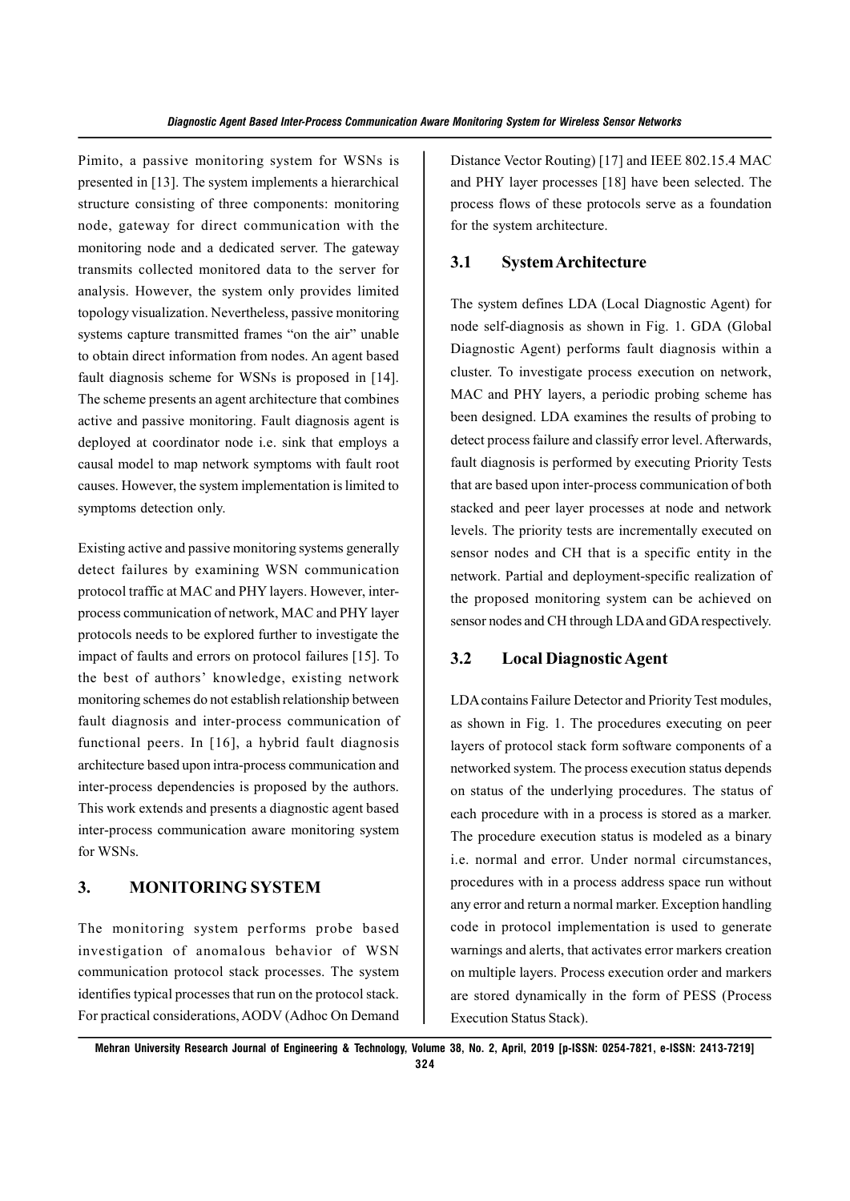Pimito, a passive monitoring system for WSNs is presented in [13]. The system implements a hierarchical structure consisting of three components: monitoring node, gateway for direct communication with the monitoring node and a dedicated server. The gateway transmits collected monitored data to the server for analysis. However, the system only provides limited topology visualization. Nevertheless, passive monitoring systems capture transmitted frames "on the air" unable to obtain direct information from nodes. An agent based fault diagnosis scheme for WSNs is proposed in [14]. The scheme presents an agent architecture that combines active and passive monitoring. Fault diagnosis agent is deployed at coordinator node i.e. sink that employs a causal model to map network symptoms with fault root causes. However, the system implementation is limited to symptoms detection only.

Existing active and passive monitoring systems generally detect failures by examining WSN communication protocol traffic at MAC and PHY layers. However, inter-process communication of network, MAC and PHY layer protocols needs to be explored further to investigate the impact of faults and errors on protocol failures [15]. To the best of authors' knowledge, existing network monitoring schemes do not establish relationship between fault diagnosis and inter-process communication of functional peers. In [16], a hybrid fault diagnosis architecture based upon intra-process communication and inter-process dependencies is proposed by the authors. This work extends and presents a diagnostic agent based inter-process communication aware monitoring system for WSNs.

## 3. MONITORING SYSTEM

The monitoring system performs probe based investigation of anomalous behavior of WSN communication protocol stack processes. The system identifies typical processes that run on the protocol stack. For practical considerations, AODV (Adhoc On Demand Distance Vector Routing) [17] and IEEE 802.15.4 MAC and PHY layer processes [18] have been selected. The process flows of these protocols serve as a foundation for the system architecture.

### 3.1 System Architecture

The system defines LDA (Local Diagnostic Agent) for node self-diagnosis as shown in Fig. 1. GDA (Global Diagnostic Agent) performs fault diagnosis within a cluster. To investigate process execution on network, MAC and PHY layers, a periodic probing scheme has been designed. LDA examines the results of probing to detect process failure and classify error level. Afterwards, fault diagnosis is performed by executing Priority Tests that are based upon inter-process communication of both stacked and peer layer processes at node and network levels. The priority tests are incrementally executed on sensor nodes and CH that is a specific entity in the network. Partial and deployment-specific realization of the proposed monitoring system can be achieved on sensor nodes and CH through LDA and GDA respectively.

### 3.2 Local Diagnostic Agent

LDA contains Failure Detector and Priority Test modules, as shown in Fig. 1. The procedures executing on peer layers of protocol stack form software components of a networked system. The process execution status depends on status of the underlying procedures. The status of each procedure with in a process is stored as a marker. The procedure execution status is modeled as a binary i.e. normal and error. Under normal circumstances, procedures with in a process address space run without any error and return a normal marker. Exception handling code in protocol implementation is used to generate warnings and alerts, that activates error markers creation on multiple layers. Process execution order and markers are stored dynamically in the form of PESS (Process Execution Status Stack).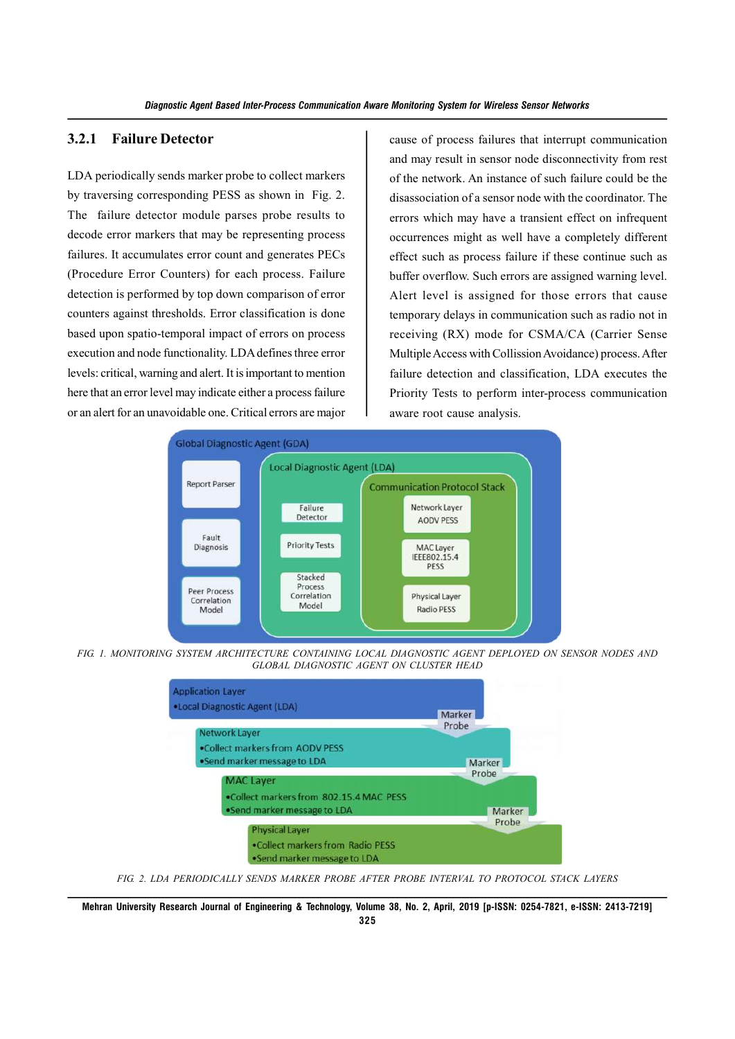### 3.2.1 Failure Detector

LDA periodically sends marker probe to collect markers by traversing corresponding PESS as shown in Fig. 2. The failure detector module parses probe results to decode error markers that may be representing process failures. It accumulates error count and generates PECs (Procedure Error Counters) for each process. Failure detection is performed by top down comparison of error counters against thresholds. Error classification is done based upon spatio-temporal impact of errors on process execution and node functionality. LDA defines three error levels: critical, warning and alert. It is important to mention here that an error level may indicate either a process failure or an alert for an unavoidable one. Critical errors are major cause of process failures that interrupt communication and may result in sensor node disconnectivity from rest of the network. An instance of such failure could be the disassociation of a sensor node with the coordinator. The errors which may have a transient effect on infrequent occurrences might as well have a completely different effect such as process failure if these continue such as buffer overflow. Such errors are assigned warning level. Alert level is assigned for those errors that cause temporary delays in communication such as radio not in receiving (RX) mode for CSMA/CA (Carrier Sense Multiple Access with Collission Avoidance) process. After failure detection and classification, LDA executes the Priority Tests to perform inter-process communication aware root cause analysis.

FIG. 1. MONITORING SYSTEM ARCHITECTURE CONTAINING LOCAL DIAGNOSTIC AGENT DEPLOYED ON SENSOR NODES AND GLOBAL DIAGNOSTIC AGENT ON CLUSTER HEAD

FIG. 2. LDA PERIODICALLY SENDS MARKER PROBE AFTER PROBE INTERVAL TO PROTOCOL STACK LAYERS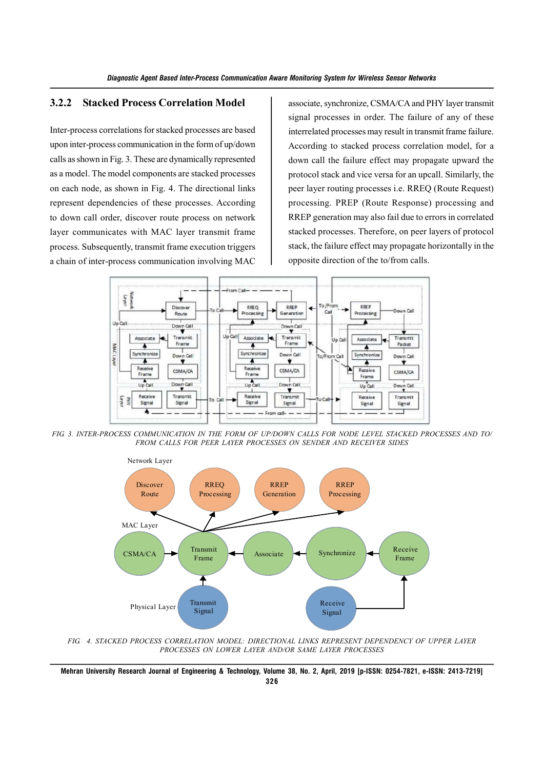### 3.2.2 Stacked Process Correlation Model

Inter-process correlations for stacked processes are based upon inter-process communication in the form of up/down calls as shown in Fig. 3. These are dynamically represented as a model. The model components are stacked processes on each node, as shown in Fig. 4. The directional links represent dependencies of these processes. According to down call order, discover route process on network layer communicates with MAC layer transmit frame process. Subsequently, transmit frame execution triggers a chain of inter-process communication involving MAC associate, synchronize, CSMA/CA and PHY layer transmit signal processes in order. The failure of any of these interrelated processes may result in transmit frame failure. According to stacked process correlation model, for a down call the failure effect may propagate upward the protocol stack and vice versa for an upcall. Similarly, the peer layer routing processes i.e. RREQ (Route Request) processing. PREP (Route Response) processing and RREP generation may also fail due to errors in correlated stacked processes. Therefore, on peer layers of protocol stack, the failure effect may propagate horizontally in the opposite direction of the to/from calls.

FIG. 3. INTER-PROCESS COMMUNICATION IN THE FORM OF UP/DOWN CALLS FOR NODE LEVEL STACKED PROCESSES AND TO/FROM CALLS FOR PEER LAYER PROCESSES ON SENDER AND RECEIVER SIDES

FIG. 4. STACKED PROCESS CORRELATION MODEL: DIRECTIONAL LINKS REPRESENT DEPENDENCY OF UPPER LAYER PROCESSES ON LOWER LAYER AND/OR SAME LAYER PROCESSES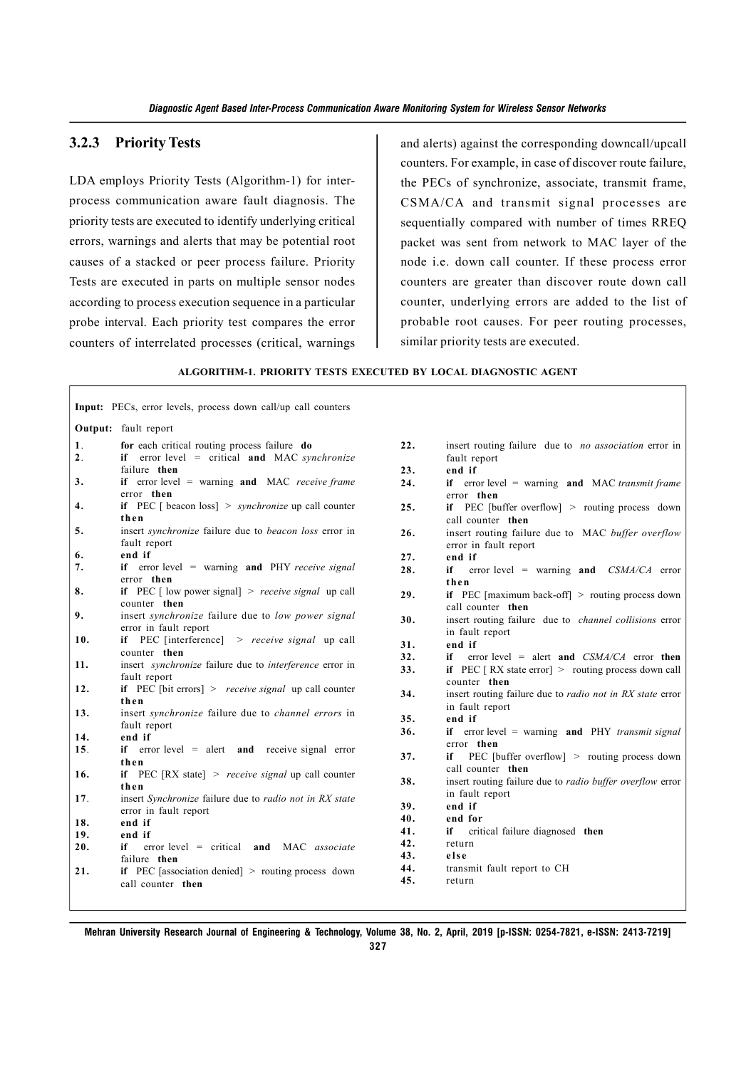### 3.2.3 Priority Tests

LDA employs Priority Tests (Algorithm-1) for inter-process communication aware fault diagnosis. The priority tests are executed to identify underlying critical errors, warnings and alerts that may be potential root causes of a stacked or peer process failure. Priority Tests are executed in parts on multiple sensor nodes according to process execution sequence in a particular probe interval. Each priority test compares the error counters of interrelated processes (critical, warnings and alerts) against the corresponding downcall/upcall counters. For example, in case of discover route failure, the PECs of synchronize, associate, transmit frame, CSMA/CA and transmit signal processes are sequentially compared with number of times RREQ packet was sent from network to MAC layer of the node i.e. down call counter. If these process error counters are greater than discover route down call counter, underlying errors are added to the list of probable root causes. For peer routing processes, similar priority tests are executed.

**ALGORITHM-1. PRIORITY TESTS EXECUTED BY LOCAL DIAGNOSTIC AGENT**

**Input:** PECs, error levels, process down call/up call counters

**Output:** fault report

1. **for** each critical routing process failure **do**
2. **if** error level = critical **and** MAC *synchronize* failure **then**
3. **if** error level = warning **and** MAC *receive frame* error **then**
4. **if** PEC [ beacon loss] > *synchronize* up call counter **then**
5. insert *synchronize* failure due to *beacon loss* error in fault report
6. **end if**
7. **if** error level = warning **and** PHY *receive signal* error **then**
8. **if** PEC [ low power signal] > *receive signal* up call counter **then**
9. insert *synchronize* failure due to *low power signal* error in fault report
10. **if** PEC [interference] > *receive signal* up call counter **then**
11. insert *synchronize* failure due to *interference* error in fault report
12. **if** PEC [bit errors] > *receive signal* up call counter **then**
13. insert *synchronize* failure due to *channel errors* in fault report
14. **end if**
15. **if** error level = alert **and** receive signal error **then**
16. **if** PEC [RX state] > *receive signal* up call counter **then**
17. insert *Synchronize* failure due to *radio not in RX state* error in fault report
18. **end if**
19. **end if**
20. **if** error level = critical **and** MAC *associate* failure **then**
21. **if** PEC [association denied] > routing process down call counter **then**
22. insert routing failure due to *no association* error in fault report
23. **end if**
24. **if** error level = warning **and** MAC *transmit frame* error **then**
25. **if** PEC [buffer overflow] > routing process down call counter **then**
26. insert routing failure due to MAC *buffer overflow* error in fault report
27. **end if**
28. **if** error level = warning **and** *CSMA/CA* error **then**
29. **if** PEC [maximum back-off] > routing process down call counter **then**
30. insert routing failure due to *channel collisions* error in fault report
31. **end if**
32. **if** error level = alert **and** *CSMA/CA* error **then**
33. **if** PEC [ RX state error] > routing process down call counter **then**
34. insert routing failure due to *radio not in RX state* error in fault report
35. **end if**
36. **if** error level = warning **and** PHY *transmit signal* error **then**
37. **if** PEC [buffer overflow] > routing process down call counter **then**
38. insert routing failure due to *radio buffer overflow* error in fault report
39. **end if**
40. **end for**
41. **if** critical failure diagnosed **then**
42. return
43. **else**
44. transmit fault report to CH
45. return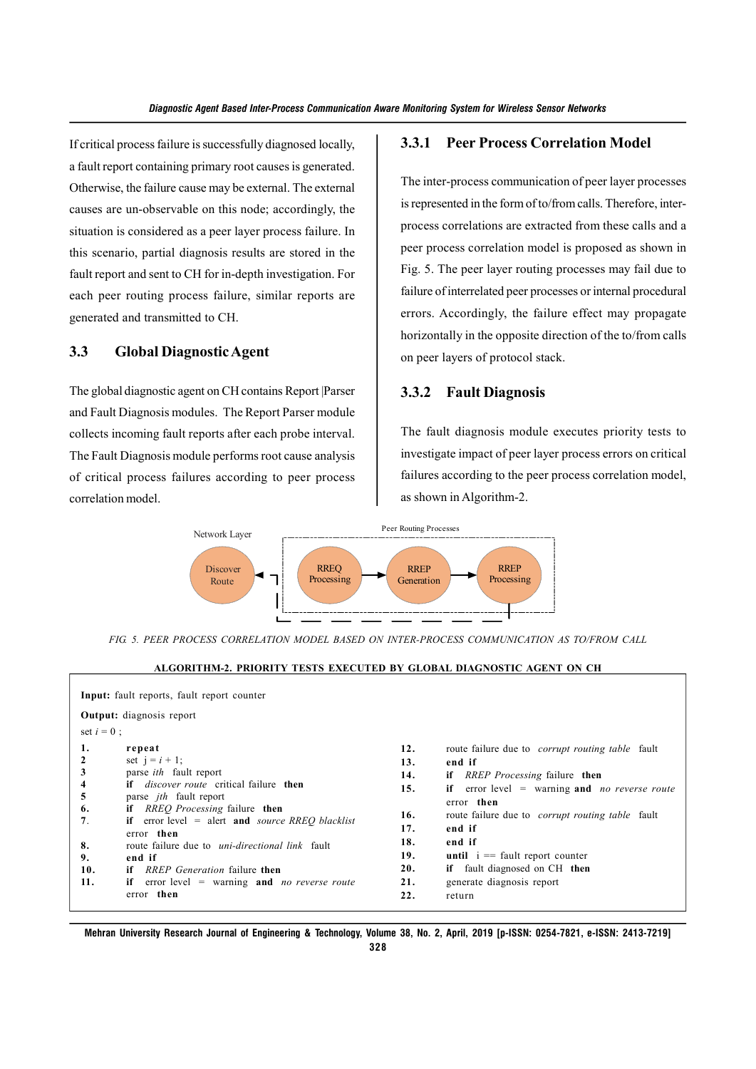If critical process failure is successfully diagnosed locally, a fault report containing primary root causes is generated. Otherwise, the failure cause may be external. The external causes are un-observable on this node; accordingly, the situation is considered as a peer layer process failure. In this scenario, partial diagnosis results are stored in the fault report and sent to CH for in-depth investigation. For each peer routing process failure, similar reports are generated and transmitted to CH.

## 3.3 Global Diagnostic Agent

The global diagnostic agent on CH contains Report |Parser and Fault Diagnosis modules. The Report Parser module collects incoming fault reports after each probe interval. The Fault Diagnosis module performs root cause analysis of critical process failures according to peer process correlation model.

### 3.3.1 Peer Process Correlation Model

The inter-process communication of peer layer processes is represented in the form of to/from calls. Therefore, inter-process correlations are extracted from these calls and a peer process correlation model is proposed as shown in Fig. 5. The peer layer routing processes may fail due to failure of interrelated peer processes or internal procedural errors. Accordingly, the failure effect may propagate horizontally in the opposite direction of the to/from calls on peer layers of protocol stack.

### 3.3.2 Fault Diagnosis

The fault diagnosis module executes priority tests to investigate impact of peer layer process errors on critical failures according to the peer process correlation model, as shown in Algorithm-2.

Network Layer — Discover Route; Peer Routing Processes — RREQ Processing → RREP Generation → RREP Processing

FIG. 5. PEER PROCESS CORRELATION MODEL BASED ON INTER-PROCESS COMMUNICATION AS TO/FROM CALL

**ALGORITHM-2. PRIORITY TESTS EXECUTED BY GLOBAL DIAGNOSTIC AGENT ON CH**

```
Input: fault reports, fault report counter
Output: diagnosis report
set i = 0 ;
1.   repeat
2    set j = i + 1;
3    parse ith fault report
4    if discover route critical failure then
5    parse jth fault report
6.   if RREQ Processing failure then
7.   if error level = alert and source RREQ blacklist error then
8.   route failure due to uni-directional link fault
9.   end if
10.  if RREP Generation failure then
11.  if error level = warning and no reverse route error then
12.  route failure due to corrupt routing table fault
13.  end if
14.  if RREP Processing failure then
15.  if error level = warning and no reverse route error then
16.  route failure due to corrupt routing table fault
17.  end if
18.  end if
19.  until i == fault report counter
20.  if fault diagnosed on CH then
21.  generate diagnosis report
22.  return
```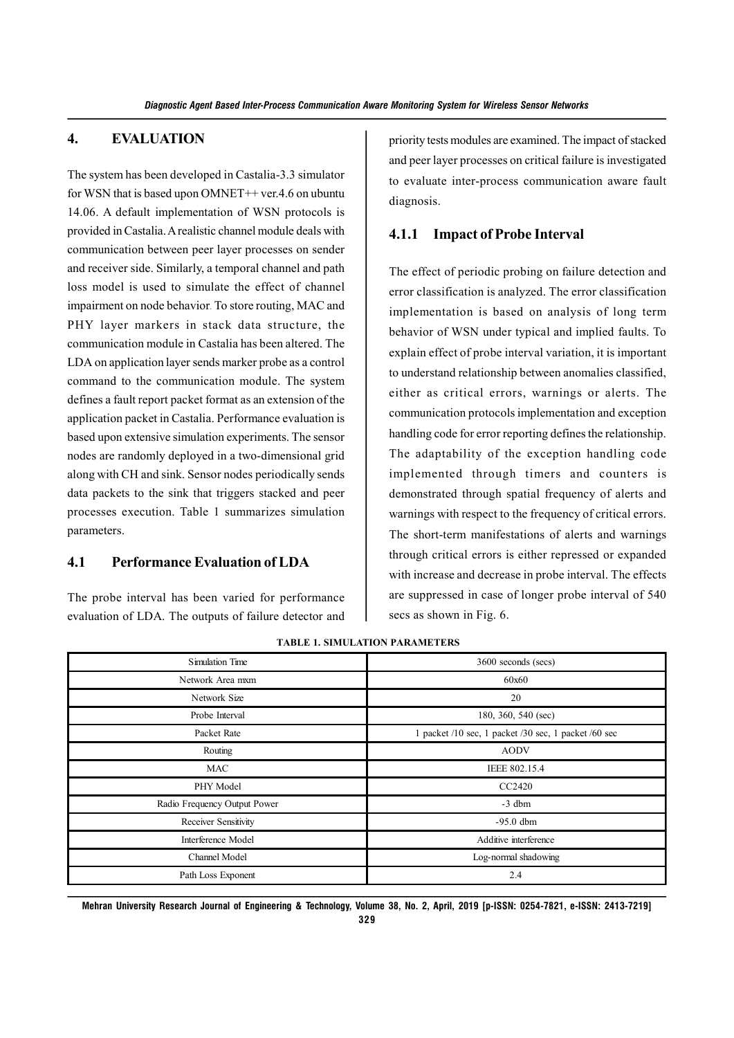## 4. EVALUATION

The system has been developed in Castalia-3.3 simulator for WSN that is based upon OMNET++ ver.4.6 on ubuntu 14.06. A default implementation of WSN protocols is provided in Castalia. A realistic channel module deals with communication between peer layer processes on sender and receiver side. Similarly, a temporal channel and path loss model is used to simulate the effect of channel impairment on node behavior. To store routing, MAC and PHY layer markers in stack data structure, the communication module in Castalia has been altered. The LDA on application layer sends marker probe as a control command to the communication module. The system defines a fault report packet format as an extension of the application packet in Castalia. Performance evaluation is based upon extensive simulation experiments. The sensor nodes are randomly deployed in a two-dimensional grid along with CH and sink. Sensor nodes periodically sends data packets to the sink that triggers stacked and peer processes execution. Table 1 summarizes simulation parameters.

### 4.1 Performance Evaluation of LDA

The probe interval has been varied for performance evaluation of LDA. The outputs of failure detector and priority tests modules are examined. The impact of stacked and peer layer processes on critical failure is investigated to evaluate inter-process communication aware fault diagnosis.

#### 4.1.1 Impact of Probe Interval

The effect of periodic probing on failure detection and error classification is analyzed. The error classification implementation is based on analysis of long term behavior of WSN under typical and implied faults. To explain effect of probe interval variation, it is important to understand relationship between anomalies classified, either as critical errors, warnings or alerts. The communication protocols implementation and exception handling code for error reporting defines the relationship. The adaptability of the exception handling code implemented through timers and counters is demonstrated through spatial frequency of alerts and warnings with respect to the frequency of critical errors. The short-term manifestations of alerts and warnings through critical errors is either repressed or expanded with increase and decrease in probe interval. The effects are suppressed in case of longer probe interval of 540 secs as shown in Fig. 6.

**TABLE 1. SIMULATION PARAMETERS**

| Parameter | Value |
|---|---|
| Simulation Time | 3600 seconds (secs) |
| Network Area mxm | 60x60 |
| Network Size | 20 |
| Probe Interval | 180, 360, 540 (sec) |
| Packet Rate | 1 packet /10 sec, 1 packet /30 sec, 1 packet /60 sec |
| Routing | AODV |
| MAC | IEEE 802.15.4 |
| PHY Model | CC2420 |
| Radio Frequency Output Power | -3 dbm |
| Receiver Sensitivity | -95.0 dbm |
| Interference Model | Additive interference |
| Channel Model | Log-normal shadowing |
| Path Loss Exponent | 2.4 |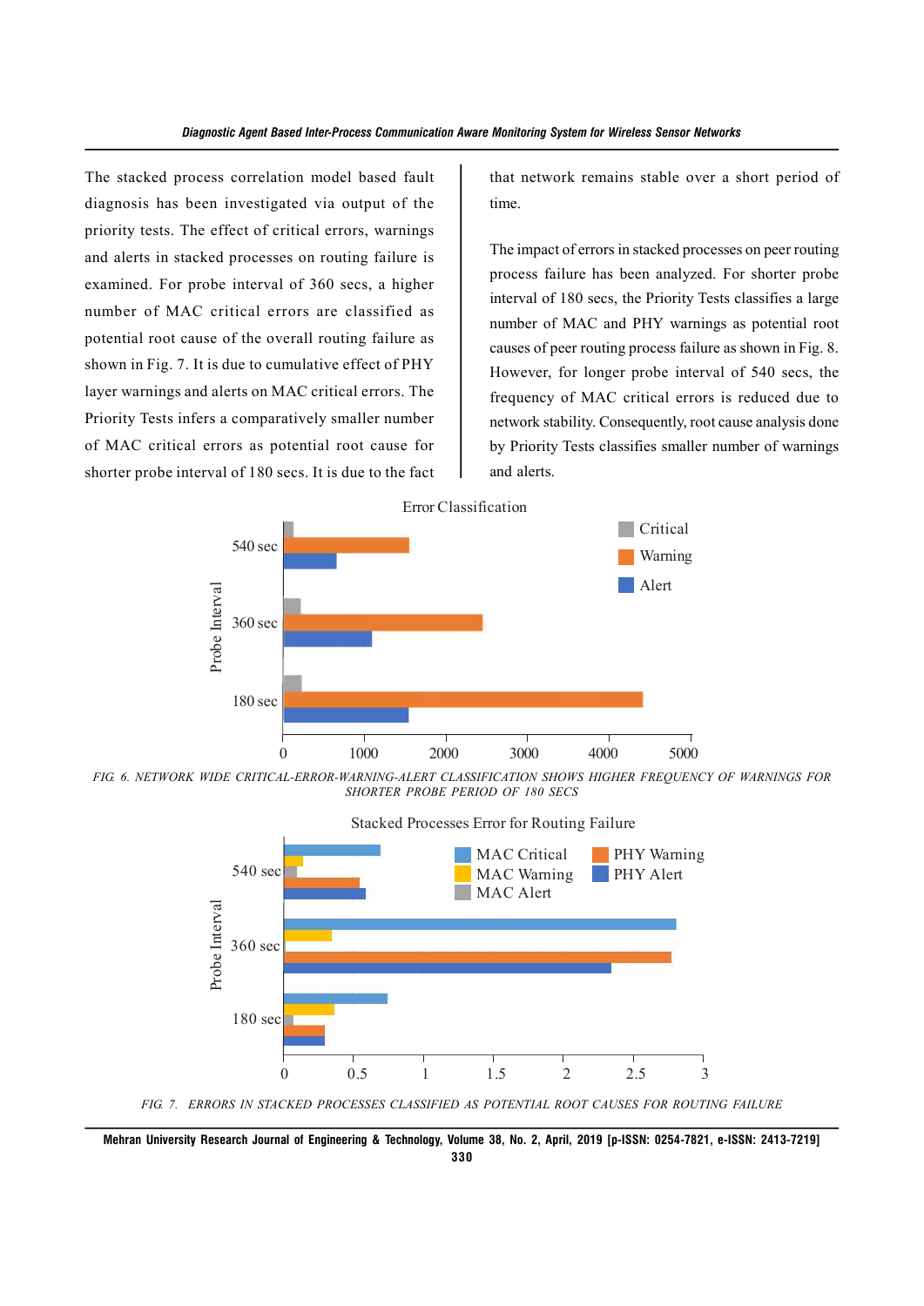The stacked process correlation model based fault diagnosis has been investigated via output of the priority tests. The effect of critical errors, warnings and alerts in stacked processes on routing failure is examined. For probe interval of 360 secs, a higher number of MAC critical errors are classified as potential root cause of the overall routing failure as shown in Fig. 7. It is due to cumulative effect of PHY layer warnings and alerts on MAC critical errors. The Priority Tests infers a comparatively smaller number of MAC critical errors as potential root cause for shorter probe interval of 180 secs. It is due to the fact that network remains stable over a short period of time.

The impact of errors in stacked processes on peer routing process failure has been analyzed. For shorter probe interval of 180 secs, the Priority Tests classifies a large number of MAC and PHY warnings as potential root causes of peer routing process failure as shown in Fig. 8. However, for longer probe interval of 540 secs, the frequency of MAC critical errors is reduced due to network stability. Consequently, root cause analysis done by Priority Tests classifies smaller number of warnings and alerts.

FIG. 6. NETWORK WIDE CRITICAL-ERROR-WARNING-ALERT CLASSIFICATION SHOWS HIGHER FREQUENCY OF WARNINGS FOR SHORTER PROBE PERIOD OF 180 SECS

FIG. 7. ERRORS IN STACKED PROCESSES CLASSIFIED AS POTENTIAL ROOT CAUSES FOR ROUTING FAILURE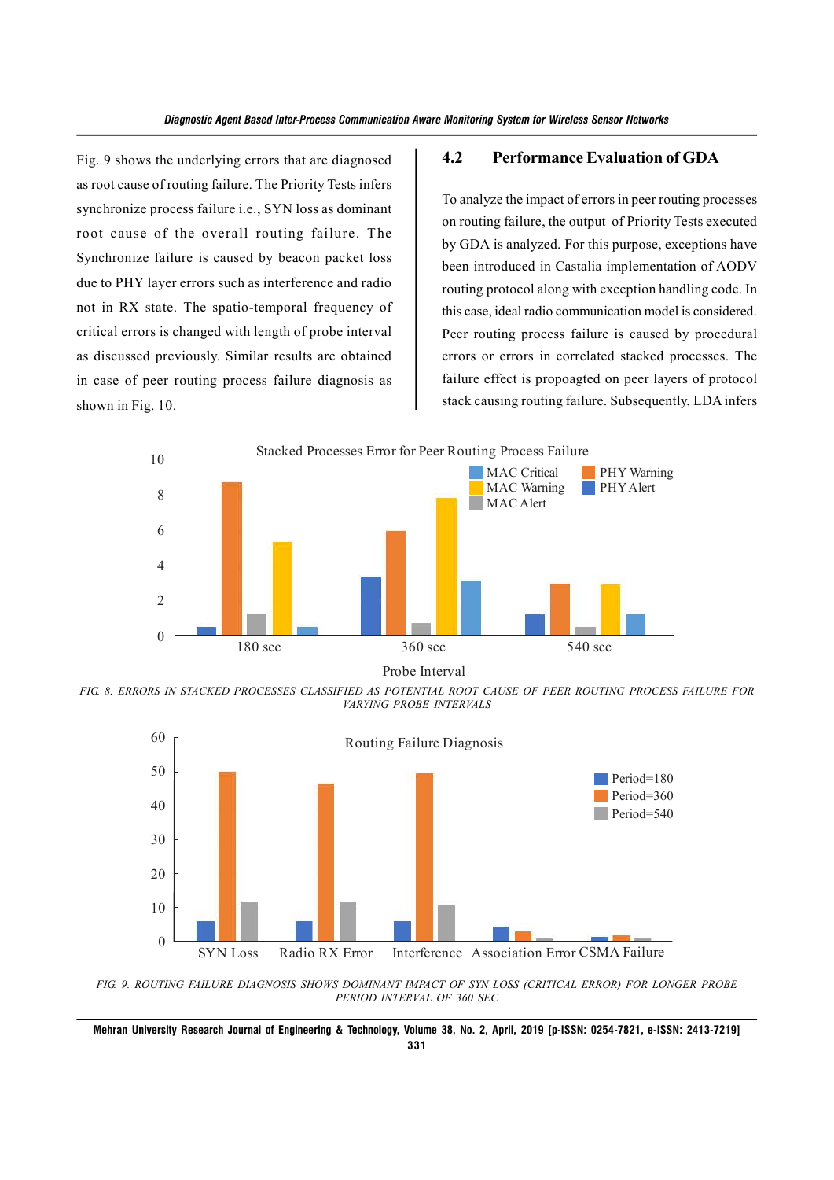Fig. 9 shows the underlying errors that are diagnosed as root cause of routing failure. The Priority Tests infers synchronize process failure i.e., SYN loss as dominant root cause of the overall routing failure. The Synchronize failure is caused by beacon packet loss due to PHY layer errors such as interference and radio not in RX state. The spatio-temporal frequency of critical errors is changed with length of probe interval as discussed previously. Similar results are obtained in case of peer routing process failure diagnosis as shown in Fig. 10.

### 4.2 Performance Evaluation of GDA

To analyze the impact of errors in peer routing processes on routing failure, the output of Priority Tests executed by GDA is analyzed. For this purpose, exceptions have been introduced in Castalia implementation of AODV routing protocol along with exception handling code. In this case, ideal radio communication model is considered. Peer routing process failure is caused by procedural errors or errors in correlated stacked processes. The failure effect is propoagted on peer layers of protocol stack causing routing failure. Subsequently, LDA infers

FIG. 8. ERRORS IN STACKED PROCESSES CLASSIFIED AS POTENTIAL ROOT CAUSE OF PEER ROUTING PROCESS FAILURE FOR VARYING PROBE INTERVALS

FIG. 9. ROUTING FAILURE DIAGNOSIS SHOWS DOMINANT IMPACT OF SYN LOSS (CRITICAL ERROR) FOR LONGER PROBE PERIOD INTERVAL OF 360 SEC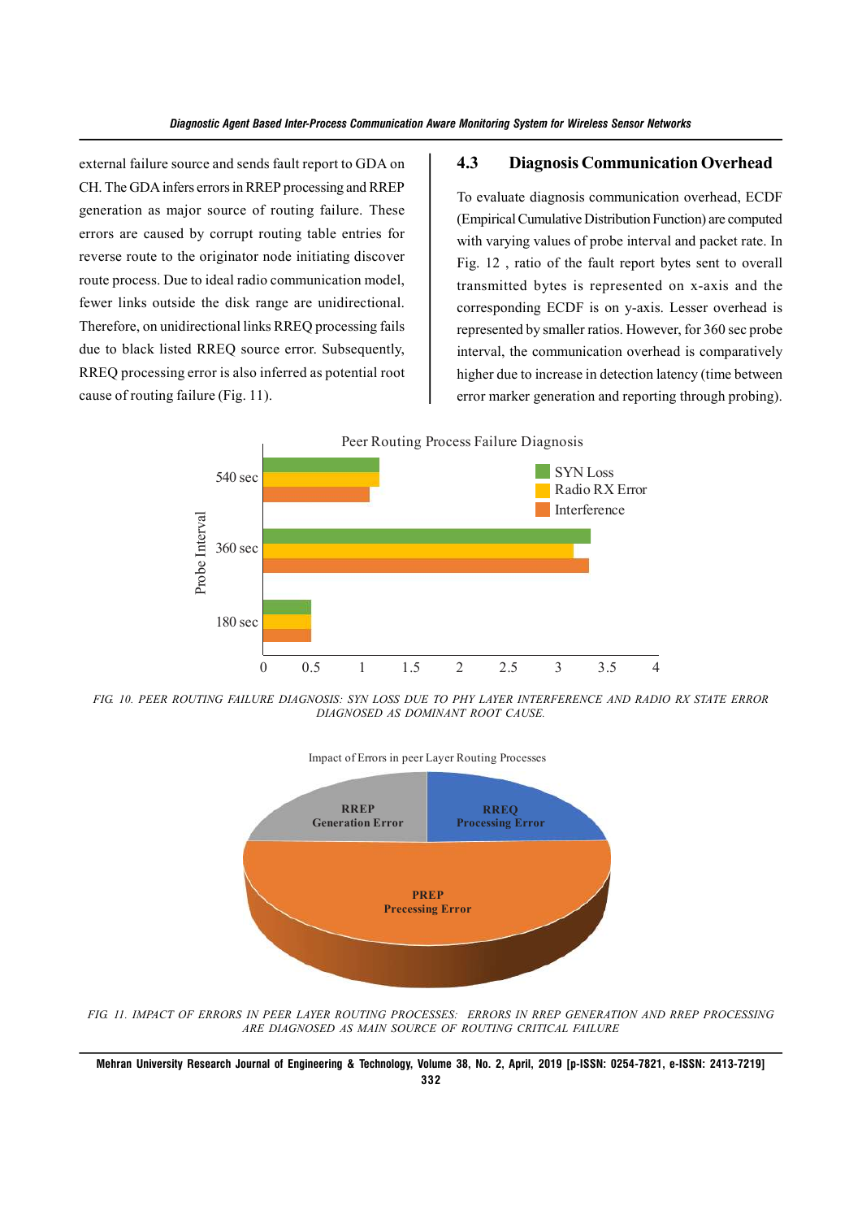external failure source and sends fault report to GDA on CH. The GDA infers errors in RREP processing and RREP generation as major source of routing failure. These errors are caused by corrupt routing table entries for reverse route to the originator node initiating discover route process. Due to ideal radio communication model, fewer links outside the disk range are unidirectional. Therefore, on unidirectional links RREQ processing fails due to black listed RREQ source error. Subsequently, RREQ processing error is also inferred as potential root cause of routing failure (Fig. 11).

### 4.3 Diagnosis Communication Overhead

To evaluate diagnosis communication overhead, ECDF (Empirical Cumulative Distribution Function) are computed with varying values of probe interval and packet rate. In Fig. 12 , ratio of the fault report bytes sent to overall transmitted bytes is represented on x-axis and the corresponding ECDF is on y-axis. Lesser overhead is represented by smaller ratios. However, for 360 sec probe interval, the communication overhead is comparatively higher due to increase in detection latency (time between error marker generation and reporting through probing).

FIG. 10. PEER ROUTING FAILURE DIAGNOSIS: SYN LOSS DUE TO PHY LAYER INTERFERENCE AND RADIO RX STATE ERROR DIAGNOSED AS DOMINANT ROOT CAUSE.

FIG. 11. IMPACT OF ERRORS IN PEER LAYER ROUTING PROCESSES: ERRORS IN RREP GENERATION AND RREP PROCESSING ARE DIAGNOSED AS MAIN SOURCE OF ROUTING CRITICAL FAILURE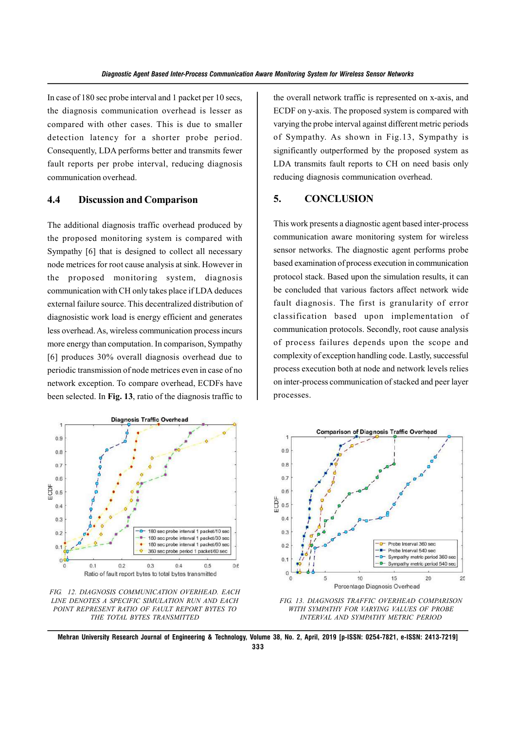In case of 180 sec probe interval and 1 packet per 10 secs, the diagnosis communication overhead is lesser as compared with other cases. This is due to smaller detection latency for a shorter probe period. Consequently, LDA performs better and transmits fewer fault reports per probe interval, reducing diagnosis communication overhead.

### 4.4 Discussion and Comparison

The additional diagnosis traffic overhead produced by the proposed monitoring system is compared with Sympathy [6] that is designed to collect all necessary node metrices for root cause analysis at sink. However in the proposed monitoring system, diagnosis communication with CH only takes place if LDA deduces external failure source. This decentralized distribution of diagnosistic work load is energy efficient and generates less overhead. As, wireless communication process incurs more energy than computation. In comparison, Sympathy [6] produces 30% overall diagnosis overhead due to periodic transmission of node metrices even in case of no network exception. To compare overhead, ECDFs have been selected. In **Fig. 13**, ratio of the diagnosis traffic to the overall network traffic is represented on x-axis, and ECDF on y-axis. The proposed system is compared with varying the probe interval against different metric periods of Sympathy. As shown in Fig.13, Sympathy is significantly outperformed by the proposed system as LDA transmits fault reports to CH on need basis only reducing diagnosis communication overhead.

## 5. CONCLUSION

This work presents a diagnostic agent based inter-process communication aware monitoring system for wireless sensor networks. The diagnostic agent performs probe based examination of process execution in communication protocol stack. Based upon the simulation results, it can be concluded that various factors affect network wide fault diagnosis. The first is granularity of error classification based upon implementation of communication protocols. Secondly, root cause analysis of process failures depends upon the scope and complexity of exception handling code. Lastly, successful process execution both at node and network levels relies on inter-process communication of stacked and peer layer processes.

FIG. 12. DIAGNOSIS COMMUNICATION OVERHEAD. EACH LINE DENOTES A SPECIFIC SIMULATION RUN AND EACH POINT REPRESENT RATIO OF FAULT REPORT BYTES TO THE TOTAL BYTES TRANSMITTED

FIG. 13. DIAGNOSIS TRAFFIC OVERHEAD COMPARISON WITH SYMPATHY FOR VARYING VALUES OF PROBE INTERVAL AND SYMPATHY METRIC PERIOD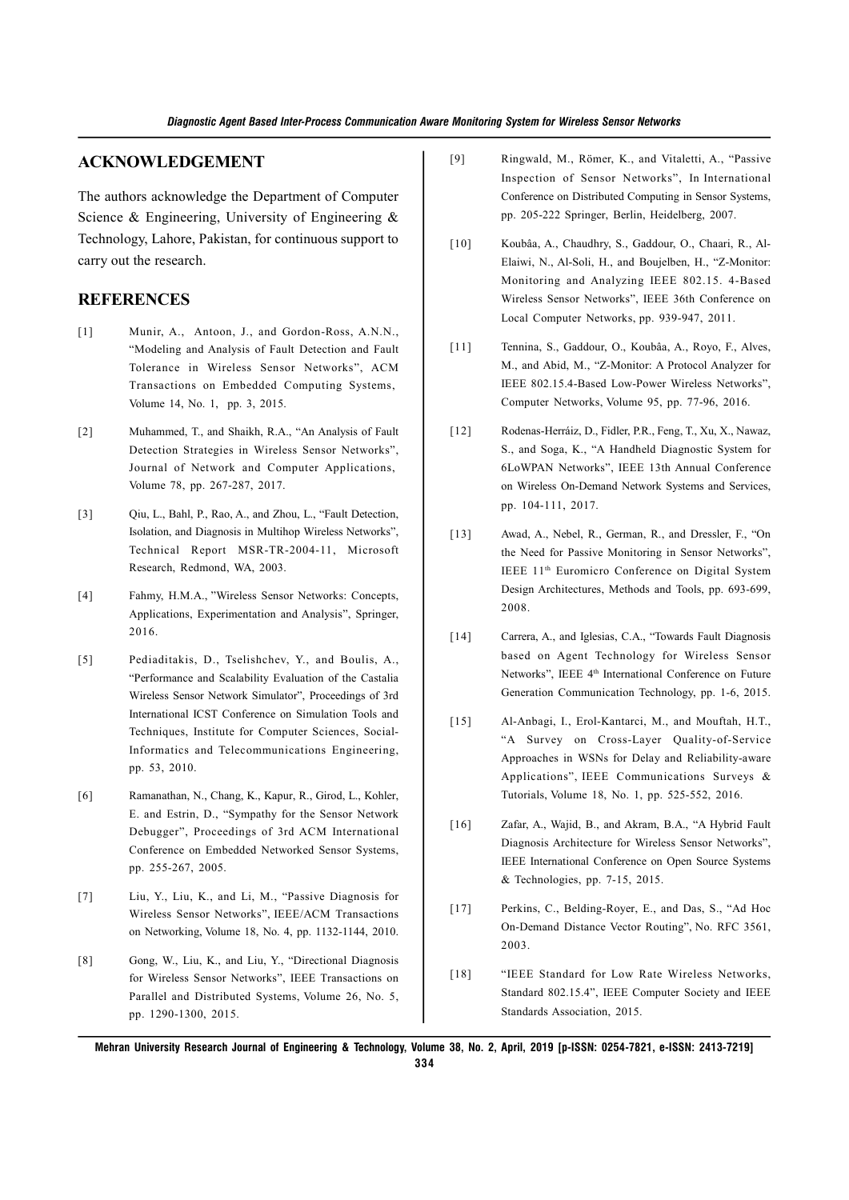## ACKNOWLEDGEMENT

The authors acknowledge the Department of Computer Science & Engineering, University of Engineering & Technology, Lahore, Pakistan, for continuous support to carry out the research.

## REFERENCES

[1] Munir, A., Antoon, J., and Gordon-Ross, A.N.N., "Modeling and Analysis of Fault Detection and Fault Tolerance in Wireless Sensor Networks", ACM Transactions on Embedded Computing Systems, Volume 14, No. 1, pp. 3, 2015.

[2] Muhammed, T., and Shaikh, R.A., "An Analysis of Fault Detection Strategies in Wireless Sensor Networks", Journal of Network and Computer Applications, Volume 78, pp. 267-287, 2017.

[3] Qiu, L., Bahl, P., Rao, A., and Zhou, L., "Fault Detection, Isolation, and Diagnosis in Multihop Wireless Networks", Technical Report MSR-TR-2004-11, Microsoft Research, Redmond, WA, 2003.

[4] Fahmy, H.M.A., "Wireless Sensor Networks: Concepts, Applications, Experimentation and Analysis", Springer, 2016.

[5] Pediaditakis, D., Tselishchev, Y., and Boulis, A., "Performance and Scalability Evaluation of the Castalia Wireless Sensor Network Simulator", Proceedings of 3rd International ICST Conference on Simulation Tools and Techniques, Institute for Computer Sciences, Social-Informatics and Telecommunications Engineering, pp. 53, 2010.

[6] Ramanathan, N., Chang, K., Kapur, R., Girod, L., Kohler, E. and Estrin, D., "Sympathy for the Sensor Network Debugger", Proceedings of 3rd ACM International Conference on Embedded Networked Sensor Systems, pp. 255-267, 2005.

[7] Liu, Y., Liu, K., and Li, M., "Passive Diagnosis for Wireless Sensor Networks", IEEE/ACM Transactions on Networking, Volume 18, No. 4, pp. 1132-1144, 2010.

[8] Gong, W., Liu, K., and Liu, Y., "Directional Diagnosis for Wireless Sensor Networks", IEEE Transactions on Parallel and Distributed Systems, Volume 26, No. 5, pp. 1290-1300, 2015.

[9] Ringwald, M., Römer, K., and Vitaletti, A., "Passive Inspection of Sensor Networks", In International Conference on Distributed Computing in Sensor Systems, pp. 205-222 Springer, Berlin, Heidelberg, 2007.

[10] Koubâa, A., Chaudhry, S., Gaddour, O., Chaari, R., Al-Elaiwi, N., Al-Soli, H., and Boujelben, H., "Z-Monitor: Monitoring and Analyzing IEEE 802.15. 4-Based Wireless Sensor Networks", IEEE 36th Conference on Local Computer Networks, pp. 939-947, 2011.

[11] Tennina, S., Gaddour, O., Koubâa, A., Royo, F., Alves, M., and Abid, M., "Z-Monitor: A Protocol Analyzer for IEEE 802.15.4-Based Low-Power Wireless Networks", Computer Networks, Volume 95, pp. 77-96, 2016.

[12] Rodenas-Herráiz, D., Fidler, P.R., Feng, T., Xu, X., Nawaz, S., and Soga, K., "A Handheld Diagnostic System for 6LoWPAN Networks", IEEE 13th Annual Conference on Wireless On-Demand Network Systems and Services, pp. 104-111, 2017.

[13] Awad, A., Nebel, R., German, R., and Dressler, F., "On the Need for Passive Monitoring in Sensor Networks", IEEE 11th Euromicro Conference on Digital System Design Architectures, Methods and Tools, pp. 693-699, 2008.

[14] Carrera, A., and Iglesias, C.A., "Towards Fault Diagnosis based on Agent Technology for Wireless Sensor Networks", IEEE 4th International Conference on Future Generation Communication Technology, pp. 1-6, 2015.

[15] Al-Anbagi, I., Erol-Kantarci, M., and Mouftah, H.T., "A Survey on Cross-Layer Quality-of-Service Approaches in WSNs for Delay and Reliability-aware Applications", IEEE Communications Surveys & Tutorials, Volume 18, No. 1, pp. 525-552, 2016.

[16] Zafar, A., Wajid, B., and Akram, B.A., "A Hybrid Fault Diagnosis Architecture for Wireless Sensor Networks", IEEE International Conference on Open Source Systems & Technologies, pp. 7-15, 2015.

[17] Perkins, C., Belding-Royer, E., and Das, S., "Ad Hoc On-Demand Distance Vector Routing", No. RFC 3561, 2003.

[18] "IEEE Standard for Low Rate Wireless Networks, Standard 802.15.4", IEEE Computer Society and IEEE Standards Association, 2015.